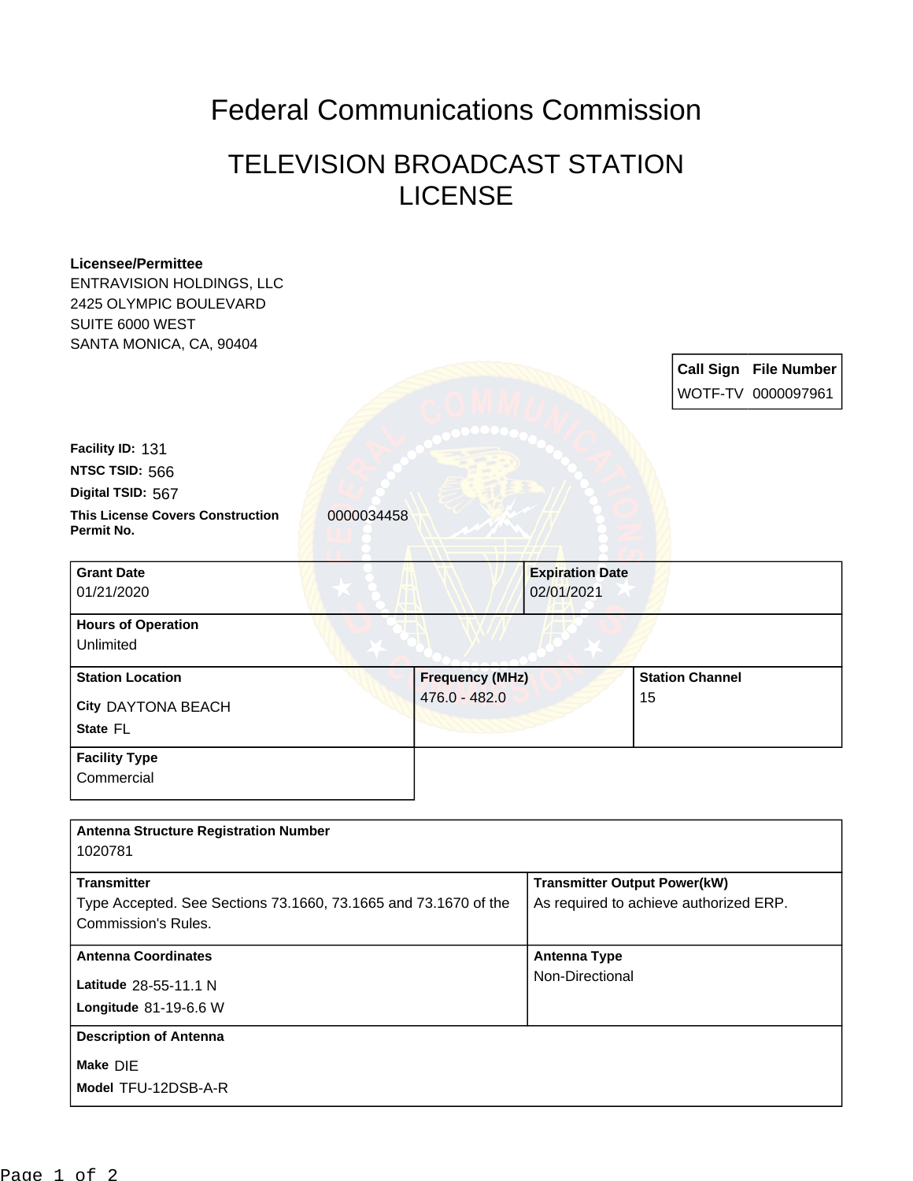# Federal Communications Commission

## TELEVISION BROADCAST STATION LICENSE

**Licensee/Permittee**
ENTRAVISION HOLDINGS, LLC
2425 OLYMPIC BOULEVARD
SUITE 6000 WEST
SANTA MONICA, CA, 90404

| Call Sign | File Number |
|---|---|
| WOTF-TV | 0000097961 |

**Facility ID:** 131
**NTSC TSID:** 566
**Digital TSID:** 567
**This License Covers Construction Permit No.** 0000034458

| Grant Date | Expiration Date |
|---|---|
| 01/21/2020 | 02/01/2021 |

**Hours of Operation**
Unlimited

| Station Location | Frequency (MHz) | Station Channel |
|---|---|---|
| City DAYTONA BEACH<br>State FL | 476.0 - 482.0 | 15 |

**Facility Type**
Commercial

**Antenna Structure Registration Number**
1020781

| Transmitter | Transmitter Output Power(kW) |
|---|---|
| Type Accepted. See Sections 73.1660, 73.1665 and 73.1670 of the Commission's Rules. | As required to achieve authorized ERP. |

| Antenna Coordinates | Antenna Type |
|---|---|
| Latitude 28-55-11.1 N<br>Longitude 81-19-6.6 W | Non-Directional |

**Description of Antenna**
Make DIE
Model TFU-12DSB-A-R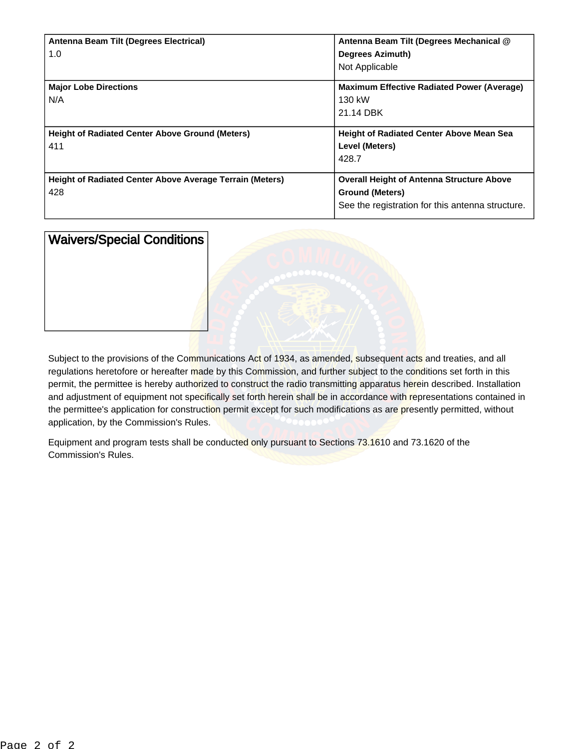| | |
|---|---|
| **Antenna Beam Tilt (Degrees Electrical)**<br>1.0 | **Antenna Beam Tilt (Degrees Mechanical @ Degrees Azimuth)**<br>Not Applicable |
| **Major Lobe Directions**<br>N/A | **Maximum Effective Radiated Power (Average)**<br>130 kW<br>21.14 DBK |
| **Height of Radiated Center Above Ground (Meters)**<br>411 | **Height of Radiated Center Above Mean Sea Level (Meters)**<br>428.7 |
| **Height of Radiated Center Above Average Terrain (Meters)**<br>428 | **Overall Height of Antenna Structure Above Ground (Meters)**<br>See the registration for this antenna structure. |

## Waivers/Special Conditions

Subject to the provisions of the Communications Act of 1934, as amended, subsequent acts and treaties, and all regulations heretofore or hereafter made by this Commission, and further subject to the conditions set forth in this permit, the permittee is hereby authorized to construct the radio transmitting apparatus herein described. Installation and adjustment of equipment not specifically set forth herein shall be in accordance with representations contained in the permittee's application for construction permit except for such modifications as are presently permitted, without application, by the Commission's Rules.

Equipment and program tests shall be conducted only pursuant to Sections 73.1610 and 73.1620 of the Commission's Rules.